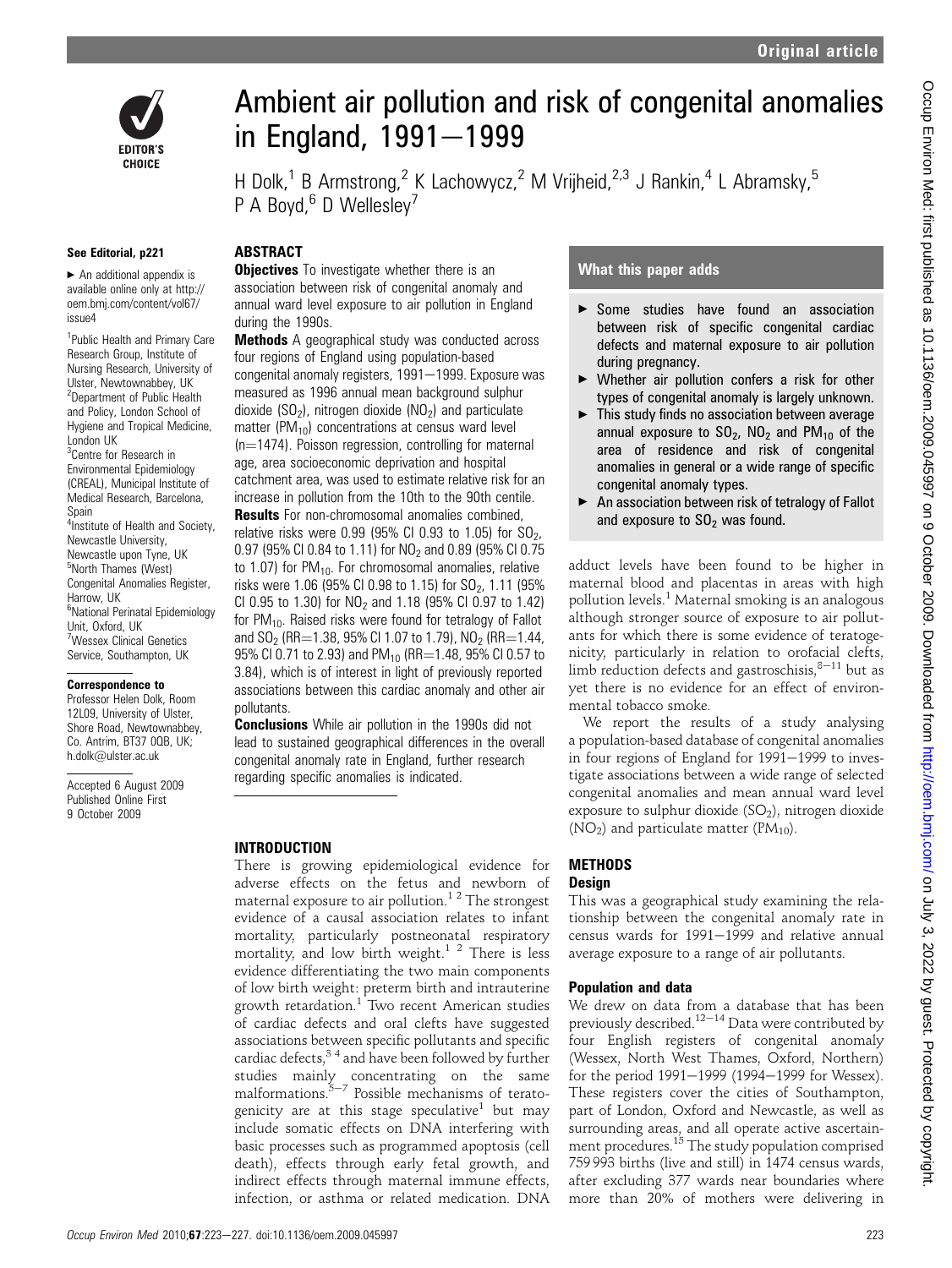# Ambient air pollution and risk of congenital anomalies in England, 1991–1999

H Dolk,[1] B Armstrong,[2] K Lachowycz,[2] M Vrijheid,[2,3] J Rankin,[4] L Abramsky,[5] P A Boyd,[6] D Wellesley[7]

See Editorial, p221

► An additional appendix is available online only at http://oem.bmj.com/content/vol67/issue4

[1]Public Health and Primary Care Research Group, Institute of Nursing Research, University of Ulster, Newtownabbey, UK
[2]Department of Public Health and Policy, London School of Hygiene and Tropical Medicine, London UK
[3]Centre for Research in Environmental Epidemiology (CREAL), Municipal Institute of Medical Research, Barcelona, Spain
[4]Institute of Health and Society, Newcastle University, Newcastle upon Tyne, UK
[5]North Thames (West) Congenital Anomalies Register, Harrow, UK
[6]National Perinatal Epidemiology Unit, Oxford, UK
[7]Wessex Clinical Genetics Service, Southampton, UK

**Correspondence to**
Professor Helen Dolk, Room 12L09, University of Ulster, Shore Road, Newtownabbey, Co. Antrim, BT37 0QB, UK; h.dolk@ulster.ac.uk

Accepted 6 August 2009
Published Online First 9 October 2009

## ABSTRACT

**Objectives** To investigate whether there is an association between risk of congenital anomaly and annual ward level exposure to air pollution in England during the 1990s.

**Methods** A geographical study was conducted across four regions of England using population-based congenital anomaly registers, 1991–1999. Exposure was measured as 1996 annual mean background sulphur dioxide ($SO_2$), nitrogen dioxide ($NO_2$) and particulate matter ($PM_{10}$) concentrations at census ward level (n=1474). Poisson regression, controlling for maternal age, area socioeconomic deprivation and hospital catchment area, was used to estimate relative risk for an increase in pollution from the 10th to the 90th centile.

**Results** For non-chromosomal anomalies combined, relative risks were 0.99 (95% CI 0.93 to 1.05) for $SO_2$, 0.97 (95% CI 0.84 to 1.11) for $NO_2$ and 0.89 (95% CI 0.75 to 1.07) for $PM_{10}$. For chromosomal anomalies, relative risks were 1.06 (95% CI 0.98 to 1.15) for $SO_2$, 1.11 (95% CI 0.95 to 1.30) for $NO_2$ and 1.18 (95% CI 0.97 to 1.42) for $PM_{10}$. Raised risks were found for tetralogy of Fallot and $SO_2$ (RR=1.38, 95% CI 1.07 to 1.79), $NO_2$ (RR=1.44, 95% CI 0.71 to 2.93) and $PM_{10}$ (RR=1.48, 95% CI 0.57 to 3.84), which is of interest in light of previously reported associations between this cardiac anomaly and other air pollutants.

**Conclusions** While air pollution in the 1990s did not lead to sustained geographical differences in the overall congenital anomaly rate in England, further research regarding specific anomalies is indicated.

## What this paper adds

- Some studies have found an association between risk of specific congenital cardiac defects and maternal exposure to air pollution during pregnancy.
- Whether air pollution confers a risk for other types of congenital anomaly is largely unknown.
- This study finds no association between average annual exposure to $SO_2$, $NO_2$ and $PM_{10}$ of the area of residence and risk of congenital anomalies in general or a wide range of specific congenital anomaly types.
- An association between risk of tetralogy of Fallot and exposure to $SO_2$ was found.

## INTRODUCTION

There is growing epidemiological evidence for adverse effects on the fetus and newborn of maternal exposure to air pollution.[1,2] The strongest evidence of a causal association relates to infant mortality, particularly postneonatal respiratory mortality, and low birth weight.[1,2] There is less evidence differentiating the two main components of low birth weight: preterm birth and intrauterine growth retardation.[1] Two recent American studies of cardiac defects and oral clefts have suggested associations between specific pollutants and specific cardiac defects,[3,4] and have been followed by further studies mainly concentrating on the same malformations.[5–7] Possible mechanisms of teratogenicity are at this stage speculative[1] but may include somatic effects on DNA interfering with basic processes such as programmed apoptosis (cell death), effects through early fetal growth, and indirect effects through maternal immune effects, infection, or asthma or related medication. DNA adduct levels have been found to be higher in maternal blood and placentas in areas with high pollution levels.[1] Maternal smoking is an analogous although stronger source of exposure to air pollutants for which there is some evidence of teratogenicity, particularly in relation to orofacial clefts, limb reduction defects and gastroschisis,[8–11] but as yet there is no evidence for an effect of environmental tobacco smoke.

We report the results of a study analysing a population-based database of congenital anomalies in four regions of England for 1991–1999 to investigate associations between a wide range of selected congenital anomalies and mean annual ward level exposure to sulphur dioxide ($SO_2$), nitrogen dioxide ($NO_2$) and particulate matter ($PM_{10}$).

## METHODS

### Design

This was a geographical study examining the relationship between the congenital anomaly rate in census wards for 1991–1999 and relative annual average exposure to a range of air pollutants.

### Population and data

We drew on data from a database that has been previously described.[12–14] Data were contributed by four English registers of congenital anomaly (Wessex, North West Thames, Oxford, Northern) for the period 1991–1999 (1994–1999 for Wessex). These registers cover the cities of Southampton, part of London, Oxford and Newcastle, as well as surrounding areas, and all operate active ascertainment procedures.[15] The study population comprised 759 993 births (live and still) in 1474 census wards, after excluding 377 wards near boundaries where more than 20% of mothers were delivering in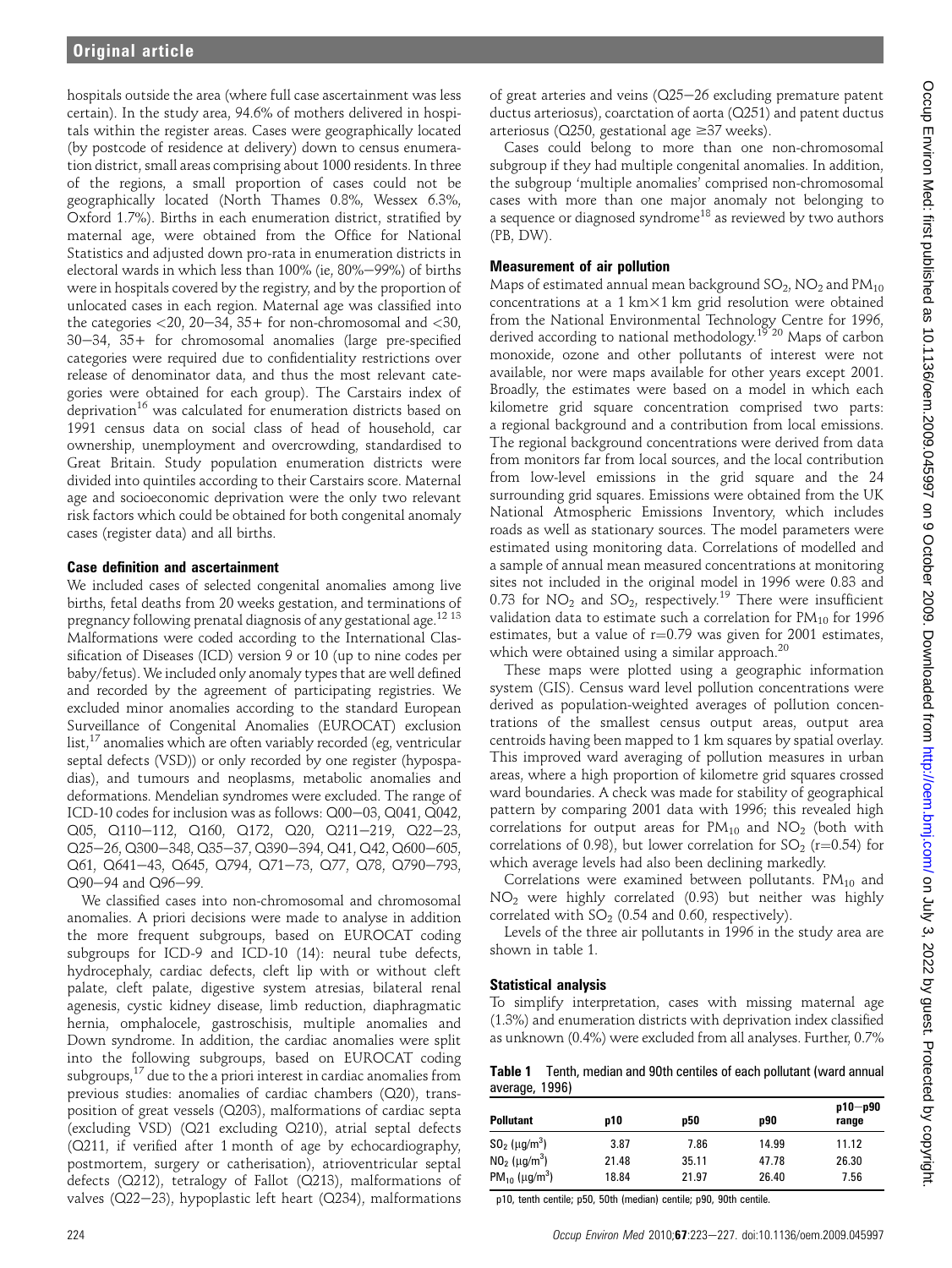hospitals outside the area (where full case ascertainment was less certain). In the study area, 94.6% of mothers delivered in hospitals within the register areas. Cases were geographically located (by postcode of residence at delivery) down to census enumeration district, small areas comprising about 1000 residents. In three of the regions, a small proportion of cases could not be geographically located (North Thames 0.8%, Wessex 6.3%, Oxford 1.7%). Births in each enumeration district, stratified by maternal age, were obtained from the Office for National Statistics and adjusted down pro-rata in enumeration districts in electoral wards in which less than 100% (ie, 80%–99%) of births were in hospitals covered by the registry, and by the proportion of unlocated cases in each region. Maternal age was classified into the categories <20, 20–34, 35+ for non-chromosomal and <30, 30–34, 35+ for chromosomal anomalies (large pre-specified categories were required due to confidentiality restrictions over release of denominator data, and thus the most relevant categories were obtained for each group). The Carstairs index of deprivation[16] was calculated for enumeration districts based on 1991 census data on social class of head of household, car ownership, unemployment and overcrowding, standardised to Great Britain. Study population enumeration districts were divided into quintiles according to their Carstairs score. Maternal age and socioeconomic deprivation were the only two relevant risk factors which could be obtained for both congenital anomaly cases (register data) and all births.

### Case definition and ascertainment

We included cases of selected congenital anomalies among live births, fetal deaths from 20 weeks gestation, and terminations of pregnancy following prenatal diagnosis of any gestational age.[12 13] Malformations were coded according to the International Classification of Diseases (ICD) version 9 or 10 (up to nine codes per baby/fetus). We included only anomaly types that are well defined and recorded by the agreement of participating registries. We excluded minor anomalies according to the standard European Surveillance of Congenital Anomalies (EUROCAT) exclusion list,[17] anomalies which are often variably recorded (eg, ventricular septal defects (VSD)) or only recorded by one register (hypospadias), and tumours and neoplasms, metabolic anomalies and deformations. Mendelian syndromes were excluded. The range of ICD-10 codes for inclusion was as follows: Q00–03, Q041, Q042, Q05, Q110–112, Q160, Q172, Q20, Q211–219, Q22–23, Q25–26, Q300–348, Q35–37, Q390–394, Q41, Q42, Q600–605, Q61, Q641–43, Q645, Q794, Q71–73, Q77, Q78, Q790–793, Q90–94 and Q96–99.

We classified cases into non-chromosomal and chromosomal anomalies. A priori decisions were made to analyse in addition the more frequent subgroups, based on EUROCAT coding subgroups for ICD-9 and ICD-10 (14): neural tube defects, hydrocephaly, cardiac defects, cleft lip with or without cleft palate, cleft palate, digestive system atresias, bilateral renal agenesis, cystic kidney disease, limb reduction, diaphragmatic hernia, omphalocele, gastroschisis, multiple anomalies and Down syndrome. In addition, the cardiac anomalies were split into the following subgroups, based on EUROCAT coding subgroups,[17] due to the a priori interest in cardiac anomalies from previous studies: anomalies of cardiac chambers (Q20), transposition of great vessels (Q203), malformations of cardiac septa (excluding VSD) (Q21 excluding Q210), atrial septal defects (Q211, if verified after 1 month of age by echocardiography, postmortem, surgery or catherisation), atrioventricular septal defects (Q212), tetralogy of Fallot (Q213), malformations of valves (Q22–23), hypoplastic left heart (Q234), malformations of great arteries and veins (Q25–26 excluding premature patent ductus arteriosus), coarctation of aorta (Q251) and patent ductus arteriosus (Q250, gestational age ≥37 weeks).

Cases could belong to more than one non-chromosomal subgroup if they had multiple congenital anomalies. In addition, the subgroup 'multiple anomalies' comprised non-chromosomal cases with more than one major anomaly not belonging to a sequence or diagnosed syndrome[18] as reviewed by two authors (PB, DW).

### Measurement of air pollution

Maps of estimated annual mean background $SO_2$, $NO_2$ and $PM_{10}$ concentrations at a 1 km×1 km grid resolution were obtained from the National Environmental Technology Centre for 1996, derived according to national methodology.[19 20] Maps of carbon monoxide, ozone and other pollutants of interest were not available, nor were maps available for other years except 2001. Broadly, the estimates were based on a model in which each kilometre grid square concentration comprised two parts: a regional background and a contribution from local emissions. The regional background concentrations were derived from data from monitors far from local sources, and the local contribution from low-level emissions in the grid square and the 24 surrounding grid squares. Emissions were obtained from the UK National Atmospheric Emissions Inventory, which includes roads as well as stationary sources. The model parameters were estimated using monitoring data. Correlations of modelled and a sample of annual mean measured concentrations at monitoring sites not included in the original model in 1996 were 0.83 and 0.73 for $NO_2$ and $SO_2$, respectively.[19] There were insufficient validation data to estimate such a correlation for $PM_{10}$ for 1996 estimates, but a value of r=0.79 was given for 2001 estimates, which were obtained using a similar approach.[20]

These maps were plotted using a geographic information system (GIS). Census ward level pollution concentrations were derived as population-weighted averages of pollution concentrations of the smallest census output areas, output area centroids having been mapped to 1 km squares by spatial overlay. This improved ward averaging of pollution measures in urban areas, where a high proportion of kilometre grid squares crossed ward boundaries. A check was made for stability of geographical pattern by comparing 2001 data with 1996; this revealed high correlations for output areas for $PM_{10}$ and $NO_2$ (both with correlations of 0.98), but lower correlation for $SO_2$ (r=0.54) for which average levels had also been declining markedly.

Correlations were examined between pollutants. $PM_{10}$ and $NO_2$ were highly correlated (0.93) but neither was highly correlated with $SO_2$ (0.54 and 0.60, respectively).

Levels of the three air pollutants in 1996 in the study area are shown in table 1.

### Statistical analysis

To simplify interpretation, cases with missing maternal age (1.3%) and enumeration districts with deprivation index classified as unknown (0.4%) were excluded from all analyses. Further, 0.7%

**Table 1** Tenth, median and 90th centiles of each pollutant (ward annual average, 1996)

| Pollutant | p10 | p50 | p90 | p10–p90 range |
|---|---|---|---|---|
| $SO_2$ (μg/m$^3$) | 3.87 | 7.86 | 14.99 | 11.12 |
| $NO_2$ (μg/m$^3$) | 21.48 | 35.11 | 47.78 | 26.30 |
| $PM_{10}$ (μg/m$^3$) | 18.84 | 21.97 | 26.40 | 7.56 |

p10, tenth centile; p50, 50th (median) centile; p90, 90th centile.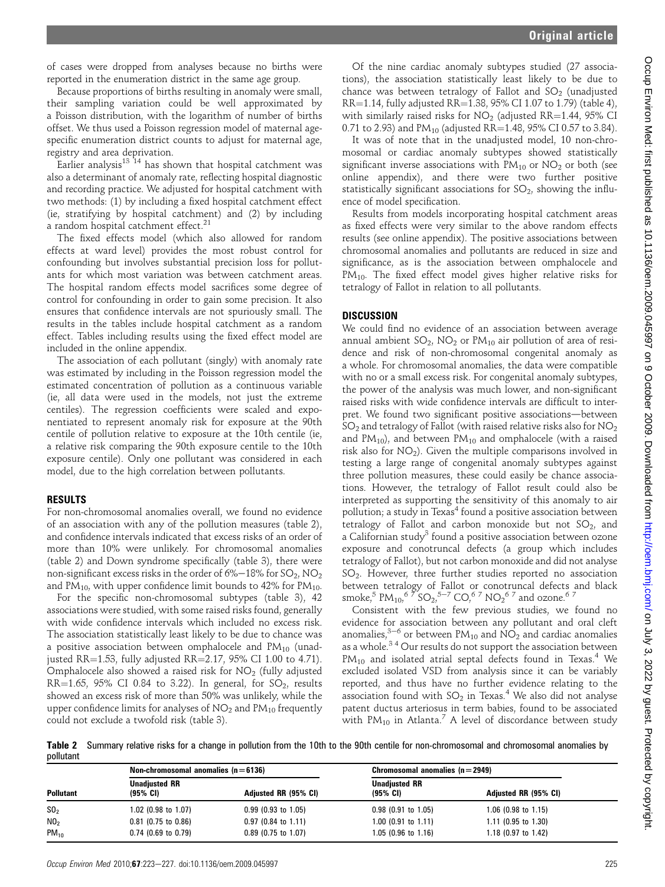of cases were dropped from analyses because no births were reported in the enumeration district in the same age group.

Because proportions of births resulting in anomaly were small, their sampling variation could be well approximated by a Poisson distribution, with the logarithm of number of births offset. We thus used a Poisson regression model of maternal age-specific enumeration district counts to adjust for maternal age, registry and area deprivation.

Earlier analysis[13 14] has shown that hospital catchment was also a determinant of anomaly rate, reflecting hospital diagnostic and recording practice. We adjusted for hospital catchment with two methods: (1) by including a fixed hospital catchment effect (ie, stratifying by hospital catchment) and (2) by including a random hospital catchment effect.[21]

The fixed effects model (which also allowed for random effects at ward level) provides the most robust control for confounding but involves substantial precision loss for pollutants for which most variation was between catchment areas. The hospital random effects model sacrifices some degree of control for confounding in order to gain some precision. It also ensures that confidence intervals are not spuriously small. The results in the tables include hospital catchment as a random effect. Tables including results using the fixed effect model are included in the online appendix.

The association of each pollutant (singly) with anomaly rate was estimated by including in the Poisson regression model the estimated concentration of pollution as a continuous variable (ie, all data were used in the models, not just the extreme centiles). The regression coefficients were scaled and exponentiated to represent anomaly risk for exposure at the 90th centile of pollution relative to exposure at the 10th centile (ie, a relative risk comparing the 90th exposure centile to the 10th exposure centile). Only one pollutant was considered in each model, due to the high correlation between pollutants.

## RESULTS

For non-chromosomal anomalies overall, we found no evidence of an association with any of the pollution measures (table 2), and confidence intervals indicated that excess risks of an order of more than 10% were unlikely. For chromosomal anomalies (table 2) and Down syndrome specifically (table 3), there were non-significant excess risks in the order of 6%–18% for $SO_2$, $NO_2$ and $PM_{10}$, with upper confidence limit bounds to 42% for $PM_{10}$.

For the specific non-chromosomal subtypes (table 3), 42 associations were studied, with some raised risks found, generally with wide confidence intervals which included no excess risk. The association statistically least likely to be due to chance was a positive association between omphalocele and $PM_{10}$ (unadjusted RR=1.53, fully adjusted RR=2.17, 95% CI 1.00 to 4.71). Omphalocele also showed a raised risk for $NO_2$ (fully adjusted RR=1.65, 95% CI 0.84 to 3.22). In general, for $SO_2$, results showed an excess risk of more than 50% was unlikely, while the upper confidence limits for analyses of $NO_2$ and $PM_{10}$ frequently could not exclude a twofold risk (table 3).

Of the nine cardiac anomaly subtypes studied (27 associations), the association statistically least likely to be due to chance was between tetralogy of Fallot and $SO_2$ (unadjusted RR=1.14, fully adjusted RR=1.38, 95% CI 1.07 to 1.79) (table 4), with similarly raised risks for $NO_2$ (adjusted RR=1.44, 95% CI 0.71 to 2.93) and $PM_{10}$ (adjusted RR=1.48, 95% CI 0.57 to 3.84).

It was of note that in the unadjusted model, 10 non-chromosomal or cardiac anomaly subtypes showed statistically significant inverse associations with $PM_{10}$ or $NO_2$ or both (see online appendix), and there were two further positive statistically significant associations for $SO_2$, showing the influence of model specification.

Results from models incorporating hospital catchment areas as fixed effects were very similar to the above random effects results (see online appendix). The positive associations between chromosomal anomalies and pollutants are reduced in size and significance, as is the association between omphalocele and $PM_{10}$. The fixed effect model gives higher relative risks for tetralogy of Fallot in relation to all pollutants.

## DISCUSSION

We could find no evidence of an association between average annual ambient $SO_2$, $NO_2$ or $PM_{10}$ air pollution of area of residence and risk of non-chromosomal congenital anomaly as a whole. For chromosomal anomalies, the data were compatible with no or a small excess risk. For congenital anomaly subtypes, the power of the analysis was much lower, and non-significant raised risks with wide confidence intervals are difficult to interpret. We found two significant positive associations—between $SO_2$ and tetralogy of Fallot (with raised relative risks also for $NO_2$ and $PM_{10}$), and between $PM_{10}$ and omphalocele (with a raised risk also for $NO_2$). Given the multiple comparisons involved in testing a large range of congenital anomaly subtypes against three pollution measures, these could easily be chance associations. However, the tetralogy of Fallot result could also be interpreted as supporting the sensitivity of this anomaly to air pollution; a study in Texas[4] found a positive association between tetralogy of Fallot and carbon monoxide but not $SO_2$, and a Californian study[3] found a positive association between ozone exposure and conotruncal defects (a group which includes tetralogy of Fallot), but not carbon monoxide and did not analyse $SO_2$. However, three further studies reported no association between tetralogy of Fallot or conotruncal defects and black smoke,[5] $PM_{10}$,[6 7] $SO_2$,[5–7] CO,[6 7] $NO_2$[6 7] and ozone.[6 7]

Consistent with the few previous studies, we found no evidence for association between any pollutant and oral cleft anomalies,[3–6] or between $PM_{10}$ and $NO_2$ and cardiac anomalies as a whole.[3 4] Our results do not support the association between $PM_{10}$ and isolated atrial septal defects found in Texas.[4] We excluded isolated VSD from analysis since it can be variably reported, and thus have no further evidence relating to the association found with $SO_2$ in Texas.[4] We also did not analyse patent ductus arteriosus in term babies, found to be associated with $PM_{10}$ in Atlanta.[7] A level of discordance between study

**Table 2** Summary relative risks for a change in pollution from the 10th to the 90th centile for non-chromosomal and chromosomal anomalies by pollutant

| Pollutant | Non-chromosomal anomalies (n=6136) | | Chromosomal anomalies (n=2949) | |
|---|---|---|---|---|
| | Unadjusted RR (95% CI) | Adjusted RR (95% CI) | Unadjusted RR (95% CI) | Adjusted RR (95% CI) |
| $SO_2$ | 1.02 (0.98 to 1.07) | 0.99 (0.93 to 1.05) | 0.98 (0.91 to 1.05) | 1.06 (0.98 to 1.15) |
| $NO_2$ | 0.81 (0.75 to 0.86) | 0.97 (0.84 to 1.11) | 1.00 (0.91 to 1.11) | 1.11 (0.95 to 1.30) |
| $PM_{10}$ | 0.74 (0.69 to 0.79) | 0.89 (0.75 to 1.07) | 1.05 (0.96 to 1.16) | 1.18 (0.97 to 1.42) |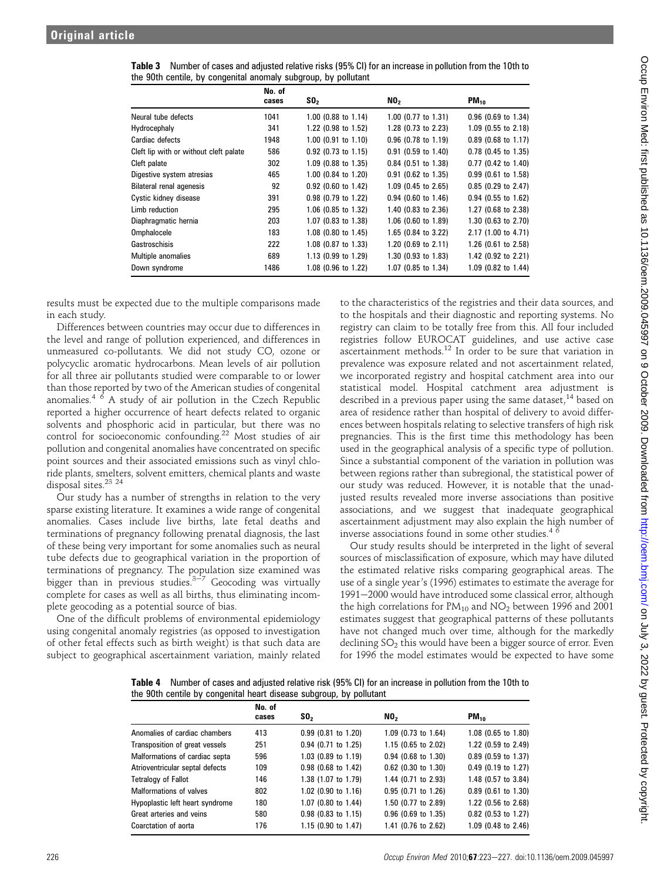**Table 3** Number of cases and adjusted relative risks (95% CI) for an increase in pollution from the 10th to the 90th centile, by congenital anomaly subgroup, by pollutant

| | No. of cases | $SO_2$ | $NO_2$ | $PM_{10}$ |
|---|---|---|---|---|
| Neural tube defects | 1041 | 1.00 (0.88 to 1.14) | 1.00 (0.77 to 1.31) | 0.96 (0.69 to 1.34) |
| Hydrocephaly | 341 | 1.22 (0.98 to 1.52) | 1.28 (0.73 to 2.23) | 1.09 (0.55 to 2.18) |
| Cardiac defects | 1948 | 1.00 (0.91 to 1.10) | 0.96 (0.78 to 1.19) | 0.89 (0.68 to 1.17) |
| Cleft lip with or without cleft palate | 586 | 0.92 (0.73 to 1.15) | 0.91 (0.59 to 1.40) | 0.78 (0.45 to 1.35) |
| Cleft palate | 302 | 1.09 (0.88 to 1.35) | 0.84 (0.51 to 1.38) | 0.77 (0.42 to 1.40) |
| Digestive system atresias | 465 | 1.00 (0.84 to 1.20) | 0.91 (0.62 to 1.35) | 0.99 (0.61 to 1.58) |
| Bilateral renal agenesis | 92 | 0.92 (0.60 to 1.42) | 1.09 (0.45 to 2.65) | 0.85 (0.29 to 2.47) |
| Cystic kidney disease | 391 | 0.98 (0.79 to 1.22) | 0.94 (0.60 to 1.46) | 0.94 (0.55 to 1.62) |
| Limb reduction | 295 | 1.06 (0.85 to 1.32) | 1.40 (0.83 to 2.36) | 1.27 (0.68 to 2.38) |
| Diaphragmatic hernia | 203 | 1.07 (0.83 to 1.38) | 1.06 (0.60 to 1.89) | 1.30 (0.63 to 2.70) |
| Omphalocele | 183 | 1.08 (0.80 to 1.45) | 1.65 (0.84 to 3.22) | 2.17 (1.00 to 4.71) |
| Gastroschisis | 222 | 1.08 (0.87 to 1.33) | 1.20 (0.69 to 2.11) | 1.26 (0.61 to 2.58) |
| Multiple anomalies | 689 | 1.13 (0.99 to 1.29) | 1.30 (0.93 to 1.83) | 1.42 (0.92 to 2.21) |
| Down syndrome | 1486 | 1.08 (0.96 to 1.22) | 1.07 (0.85 to 1.34) | 1.09 (0.82 to 1.44) |

results must be expected due to the multiple comparisons made in each study.

Differences between countries may occur due to differences in the level and range of pollution experienced, and differences in unmeasured co-pollutants. We did not study CO, ozone or polycyclic aromatic hydrocarbons. Mean levels of air pollution for all three air pollutants studied were comparable to or lower than those reported by two of the American studies of congenital anomalies.[4 6] A study of air pollution in the Czech Republic reported a higher occurrence of heart defects related to organic solvents and phosphoric acid in particular, but there was no control for socioeconomic confounding.[22] Most studies of air pollution and congenital anomalies have concentrated on specific point sources and their associated emissions such as vinyl chloride plants, smelters, solvent emitters, chemical plants and waste disposal sites.[23 24]

Our study has a number of strengths in relation to the very sparse existing literature. It examines a wide range of congenital anomalies. Cases include live births, late fetal deaths and terminations of pregnancy following prenatal diagnosis, the last of these being very important for some anomalies such as neural tube defects due to geographical variation in the proportion of terminations of pregnancy. The population size examined was bigger than in previous studies.[3–7] Geocoding was virtually complete for cases as well as all births, thus eliminating incomplete geocoding as a potential source of bias.

One of the difficult problems of environmental epidemiology using congenital anomaly registries (as opposed to investigation of other fetal effects such as birth weight) is that such data are subject to geographical ascertainment variation, mainly related to the characteristics of the registries and their data sources, and to the hospitals and their diagnostic and reporting systems. No registry can claim to be totally free from this. All four included registries follow EUROCAT guidelines, and use active case ascertainment methods.[12] In order to be sure that variation in prevalence was exposure related and not ascertainment related, we incorporated registry and hospital catchment area into our statistical model. Hospital catchment area adjustment is described in a previous paper using the same dataset,[14] based on area of residence rather than hospital of delivery to avoid differences between hospitals relating to selective transfers of high risk pregnancies. This is the first time this methodology has been used in the geographical analysis of a specific type of pollution. Since a substantial component of the variation in pollution was between regions rather than subregional, the statistical power of our study was reduced. However, it is notable that the unadjusted results revealed more inverse associations than positive associations, and we suggest that inadequate geographical ascertainment adjustment may also explain the high number of inverse associations found in some other studies.[4 6]

Our study results should be interpreted in the light of several sources of misclassification of exposure, which may have diluted the estimated relative risks comparing geographical areas. The use of a single year's (1996) estimates to estimate the average for 1991–2000 would have introduced some classical error, although the high correlations for $PM_{10}$ and $NO_2$ between 1996 and 2001 estimates suggest that geographical patterns of these pollutants have not changed much over time, although for the markedly declining $SO_2$ this would have been a bigger source of error. Even for 1996 the model estimates would be expected to have some

**Table 4** Number of cases and adjusted relative risk (95% CI) for an increase in pollution from the 10th to the 90th centile by congenital heart disease subgroup, by pollutant

| | No. of cases | $SO_2$ | $NO_2$ | $PM_{10}$ |
|---|---|---|---|---|
| Anomalies of cardiac chambers | 413 | 0.99 (0.81 to 1.20) | 1.09 (0.73 to 1.64) | 1.08 (0.65 to 1.80) |
| Transposition of great vessels | 251 | 0.94 (0.71 to 1.25) | 1.15 (0.65 to 2.02) | 1.22 (0.59 to 2.49) |
| Malformations of cardiac septa | 596 | 1.03 (0.89 to 1.19) | 0.94 (0.68 to 1.30) | 0.89 (0.59 to 1.37) |
| Atrioventricular septal defects | 109 | 0.98 (0.68 to 1.42) | 0.62 (0.30 to 1.30) | 0.49 (0.19 to 1.27) |
| Tetralogy of Fallot | 146 | 1.38 (1.07 to 1.79) | 1.44 (0.71 to 2.93) | 1.48 (0.57 to 3.84) |
| Malformations of valves | 802 | 1.02 (0.90 to 1.16) | 0.95 (0.71 to 1.26) | 0.89 (0.61 to 1.30) |
| Hypoplastic left heart syndrome | 180 | 1.07 (0.80 to 1.44) | 1.50 (0.77 to 2.89) | 1.22 (0.56 to 2.68) |
| Great arteries and veins | 580 | 0.98 (0.83 to 1.15) | 0.96 (0.69 to 1.35) | 0.82 (0.53 to 1.27) |
| Coarctation of aorta | 176 | 1.15 (0.90 to 1.47) | 1.41 (0.76 to 2.62) | 1.09 (0.48 to 2.46) |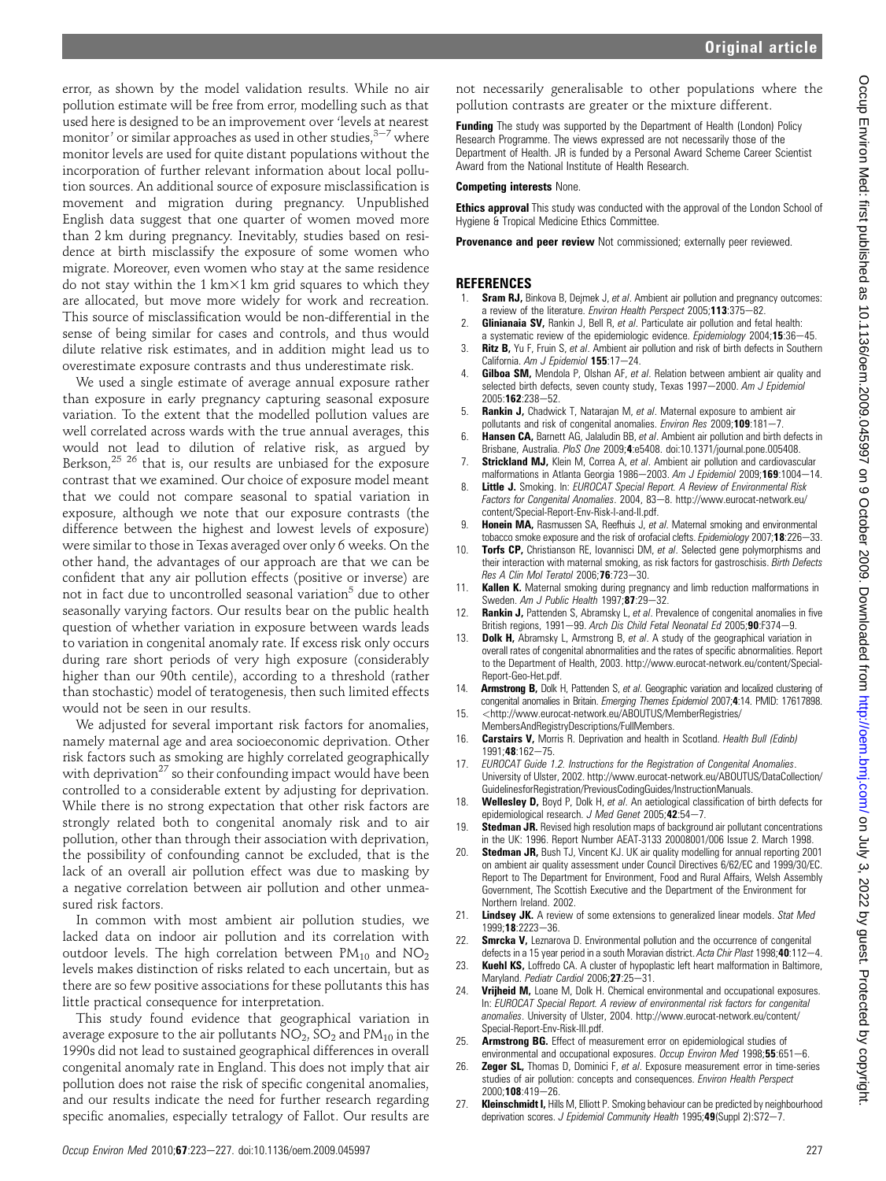error, as shown by the model validation results. While no air pollution estimate will be free from error, modelling such as that used here is designed to be an improvement over 'levels at nearest monitor' or similar approaches as used in other studies,[3–7] where monitor levels are used for quite distant populations without the incorporation of further relevant information about local pollution sources. An additional source of exposure misclassification is movement and migration during pregnancy. Unpublished English data suggest that one quarter of women moved more than 2 km during pregnancy. Inevitably, studies based on residence at birth misclassify the exposure of some women who migrate. Moreover, even women who stay at the same residence do not stay within the 1 km×1 km grid squares to which they are allocated, but move more widely for work and recreation. This source of misclassification would be non-differential in the sense of being similar for cases and controls, and thus would dilute relative risk estimates, and in addition might lead us to overestimate exposure contrasts and thus underestimate risk.

We used a single estimate of average annual exposure rather than exposure in early pregnancy capturing seasonal exposure variation. To the extent that the modelled pollution values are well correlated across wards with the true annual averages, this would not lead to dilution of relative risk, as argued by Berkson,[25 26] that is, our results are unbiased for the exposure contrast that we examined. Our choice of exposure model meant that we could not compare seasonal to spatial variation in exposure, although we note that our exposure contrasts (the difference between the highest and lowest levels of exposure) were similar to those in Texas averaged over only 6 weeks. On the other hand, the advantages of our approach are that we can be confident that any air pollution effects (positive or inverse) are not in fact due to uncontrolled seasonal variation[5] due to other seasonally varying factors. Our results bear on the public health question of whether variation in exposure between wards leads to variation in congenital anomaly rate. If excess risk only occurs during rare short periods of very high exposure (considerably higher than our 90th centile), according to a threshold (rather than stochastic) model of teratogenesis, then such limited effects would not be seen in our results.

We adjusted for several important risk factors for anomalies, namely maternal age and area socioeconomic deprivation. Other risk factors such as smoking are highly correlated geographically with deprivation[27] so their confounding impact would have been controlled to a considerable extent by adjusting for deprivation. While there is no strong expectation that other risk factors are strongly related both to congenital anomaly risk and to air pollution, other than through their association with deprivation, the possibility of confounding cannot be excluded, that is the lack of an overall air pollution effect was due to masking by a negative correlation between air pollution and other unmeasured risk factors.

In common with most ambient air pollution studies, we lacked data on indoor air pollution and its correlation with outdoor levels. The high correlation between $PM_{10}$ and $NO_2$ levels makes distinction of risks related to each uncertain, but as there are so few positive associations for these pollutants this has little practical consequence for interpretation.

This study found evidence that geographical variation in average exposure to the air pollutants $NO_2$, $SO_2$ and $PM_{10}$ in the 1990s did not lead to sustained geographical differences in overall congenital anomaly rate in England. This does not imply that air pollution does not raise the risk of specific congenital anomalies, and our results indicate the need for further research regarding specific anomalies, especially tetralogy of Fallot. Our results are not necessarily generalisable to other populations where the pollution contrasts are greater or the mixture different.

**Funding** The study was supported by the Department of Health (London) Policy Research Programme. The views expressed are not necessarily those of the Department of Health. JR is funded by a Personal Award Scheme Career Scientist Award from the National Institute of Health Research.

**Competing interests** None.

**Ethics approval** This study was conducted with the approval of the London School of Hygiene & Tropical Medicine Ethics Committee.

**Provenance and peer review** Not commissioned; externally peer reviewed.

## REFERENCES

1. **Sram RJ,** Binkova B, Dejmek J, *et al*. Ambient air pollution and pregnancy outcomes: a review of the literature. *Environ Health Perspect* 2005;**113**:375–82.
2. **Glinianaia SV,** Rankin J, Bell R, *et al*. Particulate air pollution and fetal health: a systematic review of the epidemiologic evidence. *Epidemiology* 2004;**15**:36–45.
3. **Ritz B,** Yu F, Fruin S, *et al*. Ambient air pollution and risk of birth defects in Southern California. *Am J Epidemiol* **155**:17–24.
4. **Gilboa SM,** Mendola P, Olshan AF, *et al*. Relation between ambient air quality and selected birth defects, seven county study, Texas 1997–2000. *Am J Epidemiol* 2005:**162**:238–52.
5. **Rankin J,** Chadwick T, Natarajan M, *et al*. Maternal exposure to ambient air pollutants and risk of congenital anomalies. *Environ Res* 2009;**109**:181–7.
6. **Hansen CA,** Barnett AG, Jalaludin BB, *et al*. Ambient air pollution and birth defects in Brisbane, Australia. *PloS One* 2009;**4**:e5408. doi:10.1371/journal.pone.005408.
7. **Strickland MJ,** Klein M, Correa A, *et al*. Ambient air pollution and cardiovascular malformations in Atlanta Georgia 1986–2003. *Am J Epidemiol* 2009;**169**:1004–14.
8. **Little J.** Smoking. In: *EUROCAT Special Report. A Review of Environmental Risk Factors for Congenital Anomalies*. 2004, 83–8. http://www.eurocat-network.eu/content/Special-Report-Env-Risk-I-and-II.pdf.
9. **Honein MA,** Rasmussen SA, Reefhuis J, *et al*. Maternal smoking and environmental tobacco smoke exposure and the risk of orofacial clefts. *Epidemiology* 2007;**18**:226–33.
10. **Torfs CP,** Christianson RE, Iovannisci DM, *et al*. Selected gene polymorphisms and their interaction with maternal smoking, as risk factors for gastroschisis. *Birth Defects Res A Clin Mol Teratol* 2006;**76**:723–30.
11. **Kallen K.** Maternal smoking during pregnancy and limb reduction malformations in Sweden. *Am J Public Health* 1997;**87**:29–32.
12. **Rankin J,** Pattenden S, Abramsky L, *et al*. Prevalence of congenital anomalies in five British regions, 1991–99. *Arch Dis Child Fetal Neonatal Ed* 2005;**90**:F374–9.
13. **Dolk H,** Abramsky L, Armstrong B, *et al*. A study of the geographical variation in overall rates of congenital abnormalities and the rates of specific abnormalities. Report to the Department of Health, 2003. http://www.eurocat-network.eu/content/Special-Report-Geo-Het.pdf.
14. **Armstrong B,** Dolk H, Pattenden S, *et al*. Geographic variation and localized clustering of congenital anomalies in Britain. *Emerging Themes Epidemiol* 2007;**4**:14. PMID: 17617898.
15. <http://www.eurocat-network.eu/ABOUTUS/MemberRegistries/MembersAndRegistryDescriptions/FullMembers.
16. **Carstairs V,** Morris R. Deprivation and health in Scotland. *Health Bull (Edinb)* 1991;**48**:162–75.
17. *EUROCAT Guide 1.2. Instructions for the Registration of Congenital Anomalies*. University of Ulster, 2002. http://www.eurocat-network.eu/ABOUTUS/DataCollection/GuidelinesforRegistration/PreviousCodingGuides/InstructionManuals.
18. **Wellesley D,** Boyd P, Dolk H, *et al*. An aetiological classification of birth defects for epidemiological research. *J Med Genet* 2005;**42**:54–7.
19. **Stedman JR.** Revised high resolution maps of background air pollutant concentrations in the UK: 1996. Report Number AEAT-3133 20008001/006 Issue 2. March 1998.
20. **Stedman JR,** Bush TJ, Vincent KJ. UK air quality modelling for annual reporting 2001 on ambient air quality assessment under Council Directives 6/62/EC and 1999/30/EC. Report to The Department for Environment, Food and Rural Affairs, Welsh Assembly Government, The Scottish Executive and the Department of the Environment for Northern Ireland. 2002.
21. **Lindsey JK.** A review of some extensions to generalized linear models. *Stat Med* 1999;**18**:2223–36.
22. **Smrcka V,** Leznarova D. Environmental pollution and the occurrence of congenital defects in a 15 year period in a south Moravian district. *Acta Chir Plast* 1998;**40**:112–4.
23. **Kuehl KS,** Loffredo CA. A cluster of hypoplastic left heart malformation in Baltimore, Maryland. *Pediatr Cardiol* 2006;**27**:25–31.
24. **Vrijheid M,** Loane M, Dolk H. Chemical environmental and occupational exposures. In: *EUROCAT Special Report. A review of environmental risk factors for congenital anomalies*. University of Ulster, 2004. http://www.eurocat-network.eu/content/Special-Report-Env-Risk-III.pdf.
25. **Armstrong BG.** Effect of measurement error on epidemiological studies of environmental and occupational exposures. *Occup Environ Med* 1998;**55**:651–6.
26. **Zeger SL,** Thomas D, Dominici F, *et al*. Exposure measurement error in time-series studies of air pollution: concepts and consequences. *Environ Health Perspect* 2000;**108**:419–26.
27. **Kleinschmidt I,** Hills M, Elliott P. Smoking behaviour can be predicted by neighbourhood deprivation scores. *J Epidemiol Community Health* 1995;**49**(Suppl 2):S72–7.